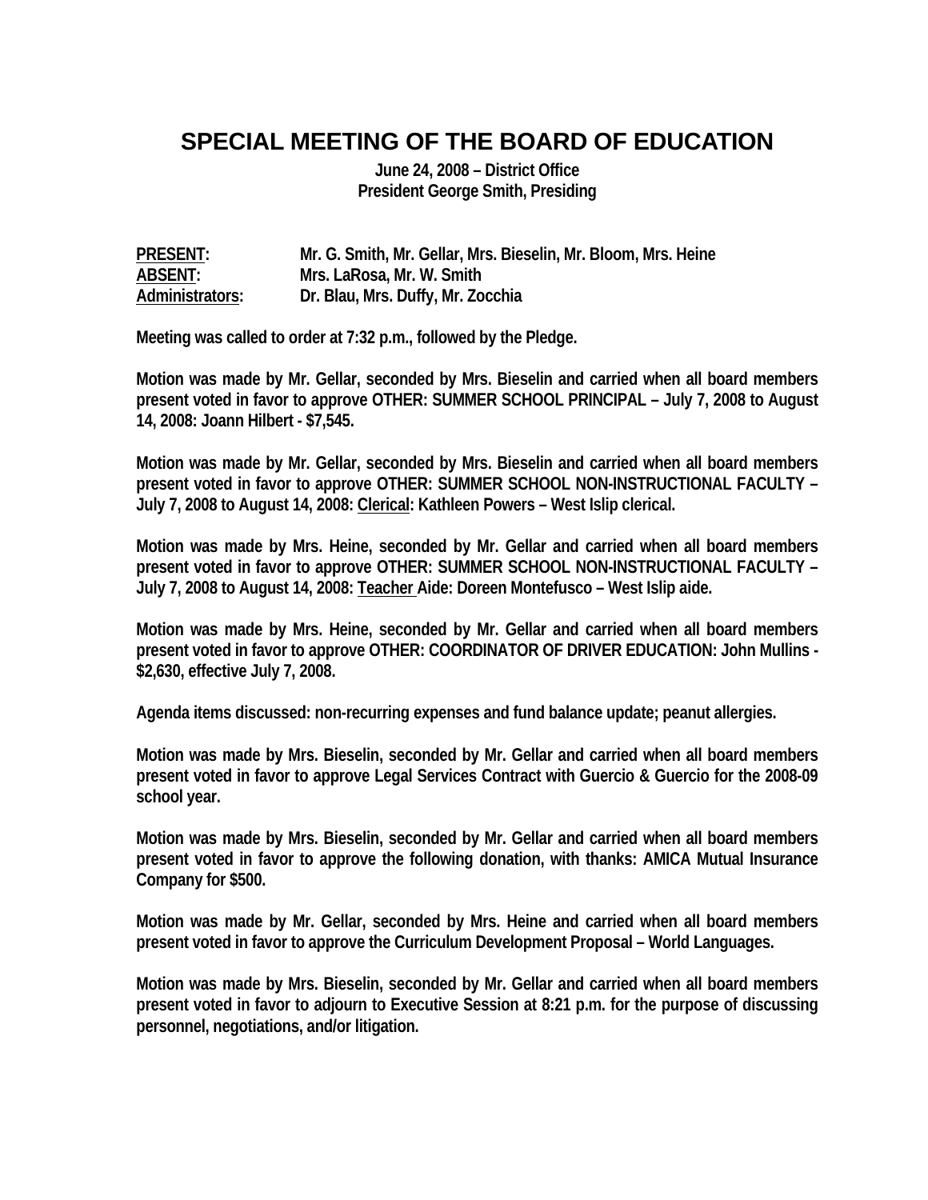# SPECIAL MEETING OF THE BOARD OF EDUCATION

**June 24, 2008 – District Office**
**President George Smith, Presiding**

**PRESENT:** Mr. G. Smith, Mr. Gellar, Mrs. Bieselin, Mr. Bloom, Mrs. Heine
**ABSENT:** Mrs. LaRosa, Mr. W. Smith
**Administrators:** Dr. Blau, Mrs. Duffy, Mr. Zocchia

Meeting was called to order at 7:32 p.m., followed by the Pledge.

Motion was made by Mr. Gellar, seconded by Mrs. Bieselin and carried when all board members present voted in favor to approve OTHER: SUMMER SCHOOL PRINCIPAL – July 7, 2008 to August 14, 2008: Joann Hilbert - $7,545.

Motion was made by Mr. Gellar, seconded by Mrs. Bieselin and carried when all board members present voted in favor to approve OTHER: SUMMER SCHOOL NON-INSTRUCTIONAL FACULTY – July 7, 2008 to August 14, 2008: Clerical: Kathleen Powers – West Islip clerical.

Motion was made by Mrs. Heine, seconded by Mr. Gellar and carried when all board members present voted in favor to approve OTHER: SUMMER SCHOOL NON-INSTRUCTIONAL FACULTY – July 7, 2008 to August 14, 2008: Teacher Aide: Doreen Montefusco – West Islip aide.

Motion was made by Mrs. Heine, seconded by Mr. Gellar and carried when all board members present voted in favor to approve OTHER: COORDINATOR OF DRIVER EDUCATION: John Mullins - $2,630, effective July 7, 2008.

Agenda items discussed: non-recurring expenses and fund balance update; peanut allergies.

Motion was made by Mrs. Bieselin, seconded by Mr. Gellar and carried when all board members present voted in favor to approve Legal Services Contract with Guercio & Guercio for the 2008-09 school year.

Motion was made by Mrs. Bieselin, seconded by Mr. Gellar and carried when all board members present voted in favor to approve the following donation, with thanks: AMICA Mutual Insurance Company for $500.

Motion was made by Mr. Gellar, seconded by Mrs. Heine and carried when all board members present voted in favor to approve the Curriculum Development Proposal – World Languages.

Motion was made by Mrs. Bieselin, seconded by Mr. Gellar and carried when all board members present voted in favor to adjourn to Executive Session at 8:21 p.m. for the purpose of discussing personnel, negotiations, and/or litigation.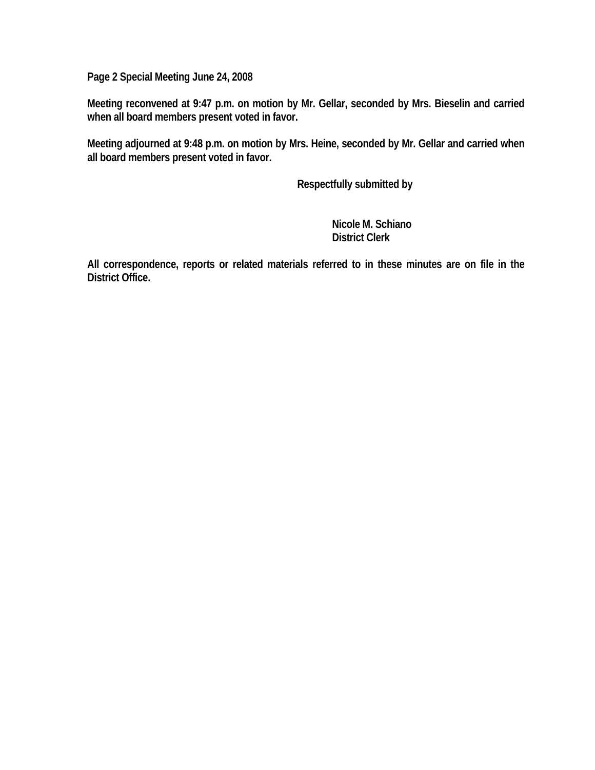**Page 2 Special Meeting June 24, 2008**

**Meeting reconvened at 9:47 p.m. on motion by Mr. Gellar, seconded by Mrs. Bieselin and carried when all board members present voted in favor.**

**Meeting adjourned at 9:48 p.m. on motion by Mrs. Heine, seconded by Mr. Gellar and carried when all board members present voted in favor.**

**Respectfully submitted by**

**Nicole M. Schiano**
**District Clerk**

**All correspondence, reports or related materials referred to in these minutes are on file in the District Office.**